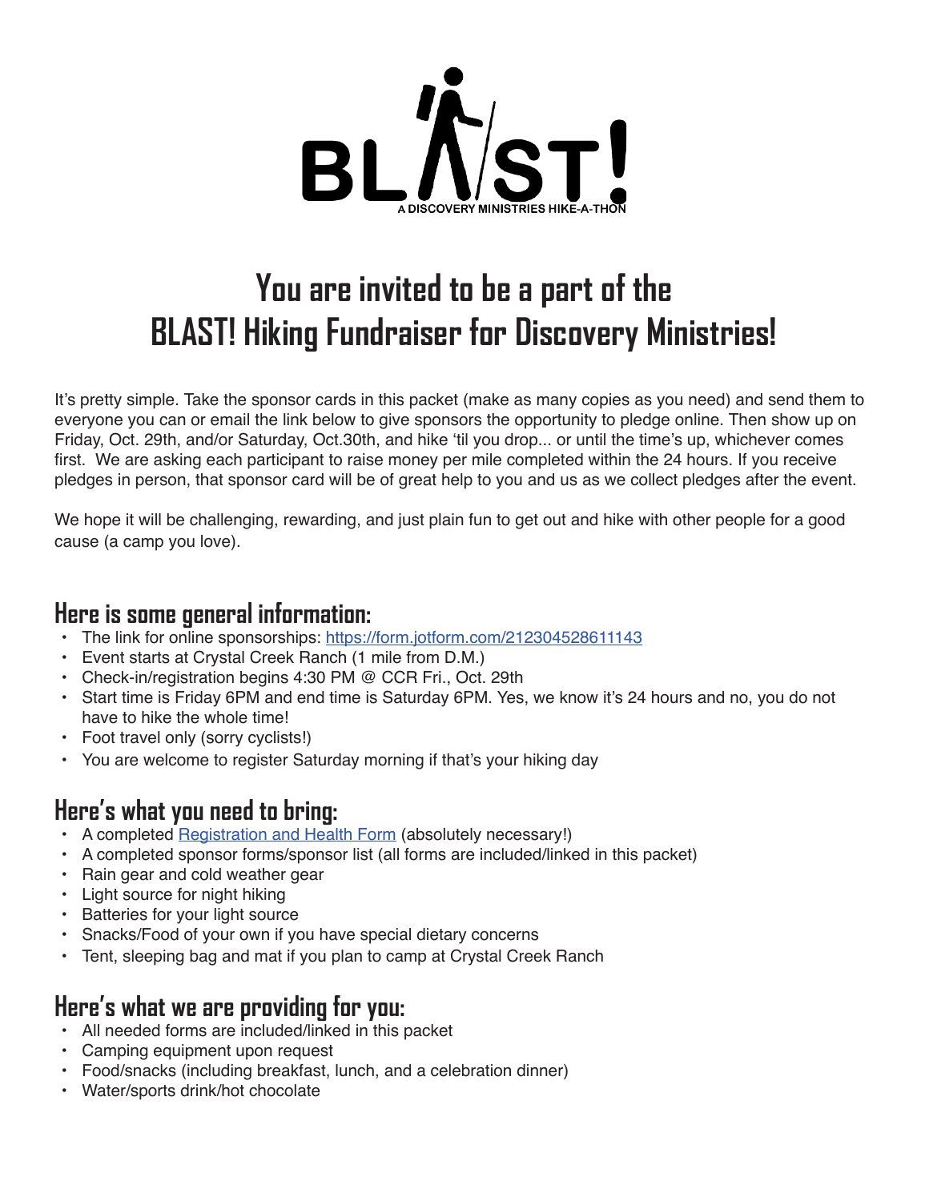BLAST!

A DISCOVERY MINISTRIES HIKE-A-THON

# You are invited to be a part of the BLAST! Hiking Fundraiser for Discovery Ministries!

It's pretty simple. Take the sponsor cards in this packet (make as many copies as you need) and send them to everyone you can or email the link below to give sponsors the opportunity to pledge online. Then show up on Friday, Oct. 29th, and/or Saturday, Oct.30th, and hike 'til you drop... or until the time's up, whichever comes first. We are asking each participant to raise money per mile completed within the 24 hours. If you receive pledges in person, that sponsor card will be of great help to you and us as we collect pledges after the event.

We hope it will be challenging, rewarding, and just plain fun to get out and hike with other people for a good cause (a camp you love).

## Here is some general information:

- The link for online sponsorships: [https://form.jotform.com/212304528611143](https://form.jotform.com/212304528611143)
- Event starts at Crystal Creek Ranch (1 mile from D.M.)
- Check-in/registration begins 4:30 PM @ CCR Fri., Oct. 29th
- Start time is Friday 6PM and end time is Saturday 6PM. Yes, we know it's 24 hours and no, you do not have to hike the whole time!
- Foot travel only (sorry cyclists!)
- You are welcome to register Saturday morning if that's your hiking day

## Here's what you need to bring:

- A completed Registration and Health Form (absolutely necessary!)
- A completed sponsor forms/sponsor list (all forms are included/linked in this packet)
- Rain gear and cold weather gear
- Light source for night hiking
- Batteries for your light source
- Snacks/Food of your own if you have special dietary concerns
- Tent, sleeping bag and mat if you plan to camp at Crystal Creek Ranch

## Here's what we are providing for you:

- All needed forms are included/linked in this packet
- Camping equipment upon request
- Food/snacks (including breakfast, lunch, and a celebration dinner)
- Water/sports drink/hot chocolate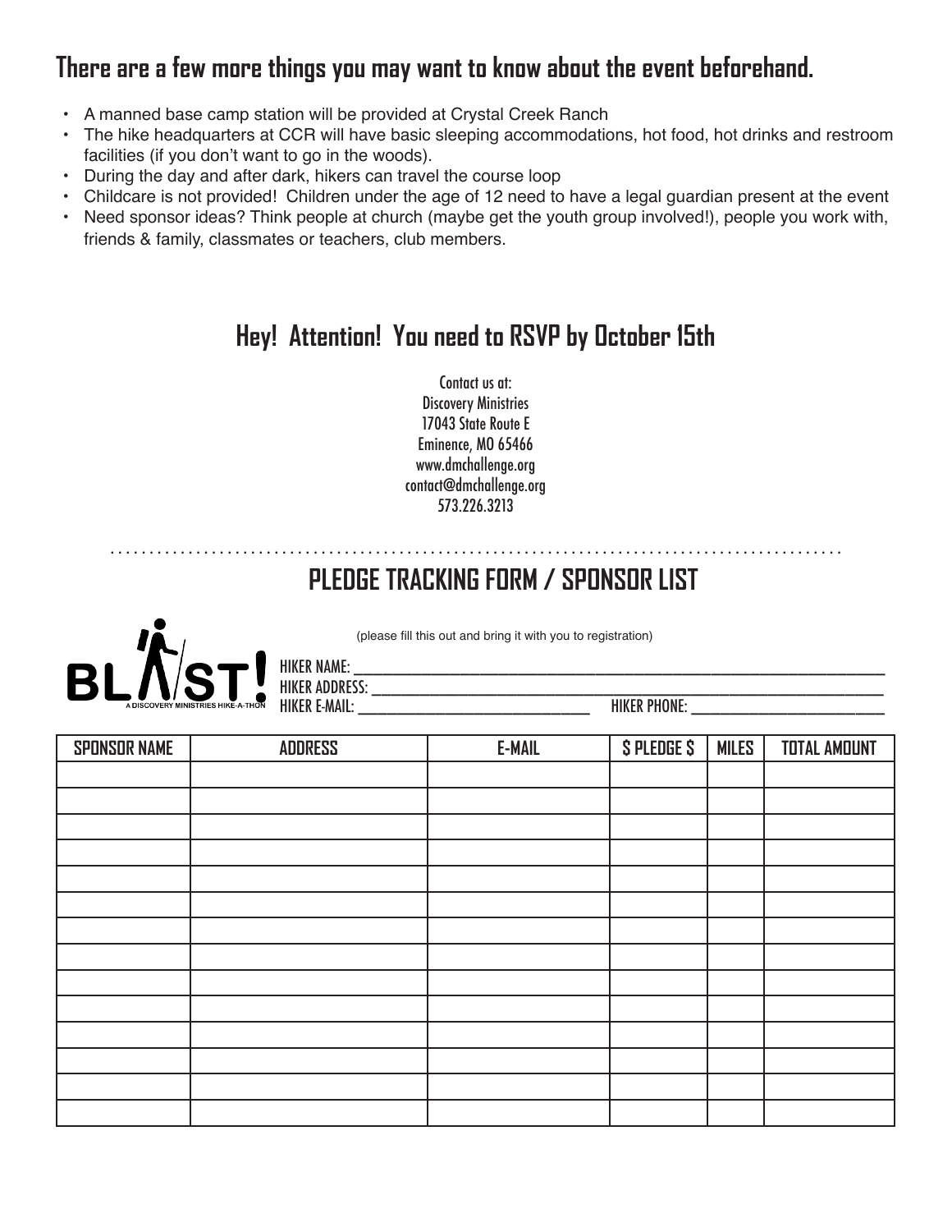## There are a few more things you may want to know about the event beforehand.

- A manned base camp station will be provided at Crystal Creek Ranch
- The hike headquarters at CCR will have basic sleeping accommodations, hot food, hot drinks and restroom facilities (if you don't want to go in the woods).
- During the day and after dark, hikers can travel the course loop
- Childcare is not provided! Children under the age of 12 need to have a legal guardian present at the event
- Need sponsor ideas? Think people at church (maybe get the youth group involved!), people you work with, friends & family, classmates or teachers, club members.

## Hey! Attention! You need to RSVP by October 15th

Contact us at:
Discovery Ministries
17043 State Route E
Eminence, MO 65466
www.dmchallenge.org
contact@dmchallenge.org
573.226.3213

## PLEDGE TRACKING FORM / SPONSOR LIST

BLAST! A DISCOVERY MINISTRIES HIKE-A-THON

(please fill this out and bring it with you to registration)

HIKER NAME: ____________________

HIKER ADDRESS: ____________________

HIKER E-MAIL: ____________________ HIKER PHONE: ____________________

| SPONSOR NAME | ADDRESS | E-MAIL | $ PLEDGE $ | MILES | TOTAL AMOUNT |
|---|---|---|---|---|---|
| | | | | | |
| | | | | | |
| | | | | | |
| | | | | | |
| | | | | | |
| | | | | | |
| | | | | | |
| | | | | | |
| | | | | | |
| | | | | | |
| | | | | | |
| | | | | | |
| | | | | | |
| | | | | | |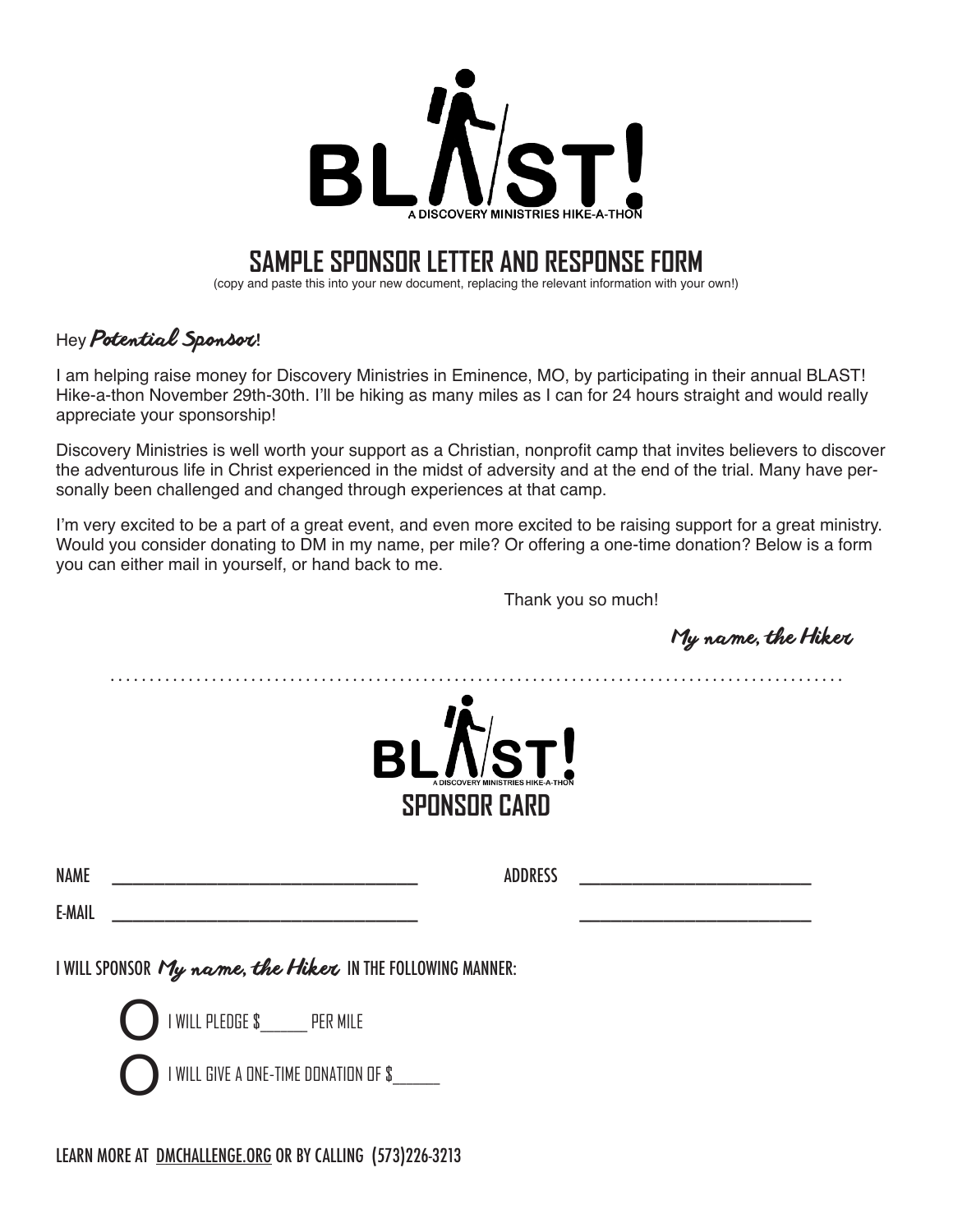# BLAST!

A DISCOVERY MINISTRIES HIKE-A-THON

## SAMPLE SPONSOR LETTER AND RESPONSE FORM

(copy and paste this into your new document, replacing the relevant information with your own!)

Hey *Potential Sponsor*!

I am helping raise money for Discovery Ministries in Eminence, MO, by participating in their annual BLAST! Hike-a-thon November 29th-30th. I'll be hiking as many miles as I can for 24 hours straight and would really appreciate your sponsorship!

Discovery Ministries is well worth your support as a Christian, nonprofit camp that invites believers to discover the adventurous life in Christ experienced in the midst of adversity and at the end of the trial. Many have personally been challenged and changed through experiences at that camp.

I'm very excited to be a part of a great event, and even more excited to be raising support for a great ministry. Would you consider donating to DM in my name, per mile? Or offering a one-time donation? Below is a form you can either mail in yourself, or hand back to me.

Thank you so much!

*My name, the Hiker*

---

# BLAST!

A DISCOVERY MINISTRIES HIKE-A-THON

## SPONSOR CARD

NAME ____________________ ADDRESS ____________________

E-MAIL ____________________ ____________________

I WILL SPONSOR *My name, the Hiker* IN THE FOLLOWING MANNER:

- O I WILL PLEDGE $______ PER MILE
- O I WILL GIVE A ONE-TIME DONATION OF $______

LEARN MORE AT DMCHALLENGE.ORG OR BY CALLING (573)226-3213